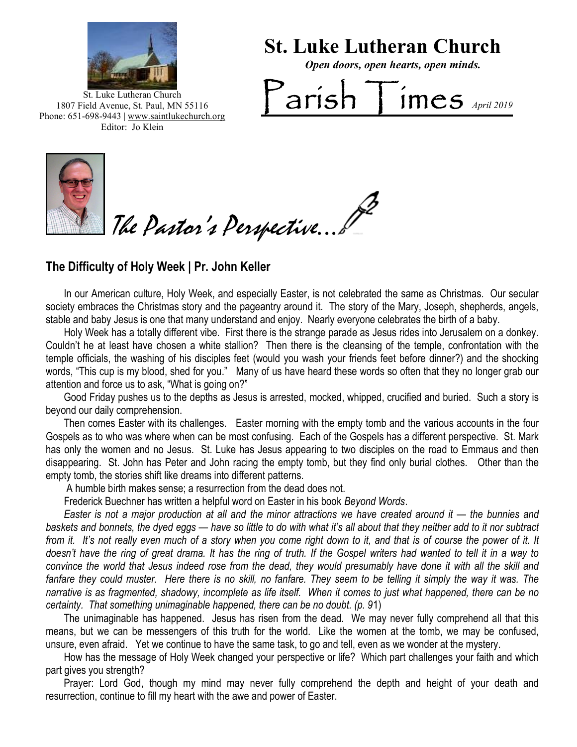St. Luke Lutheran Church
1807 Field Avenue, St. Paul, MN 55116
Phone: 651-698-9443 | www.saintlukechurch.org
Editor: Jo Klein

# St. Luke Lutheran Church

***Open doors, open hearts, open minds.***

# Parish Times *April 2019*

## *The Pastor's Perspective...*

### The Difficulty of Holy Week | Pr. John Keller

In our American culture, Holy Week, and especially Easter, is not celebrated the same as Christmas. Our secular society embraces the Christmas story and the pageantry around it. The story of the Mary, Joseph, shepherds, angels, stable and baby Jesus is one that many understand and enjoy. Nearly everyone celebrates the birth of a baby.

Holy Week has a totally different vibe. First there is the strange parade as Jesus rides into Jerusalem on a donkey. Couldn't he at least have chosen a white stallion? Then there is the cleansing of the temple, confrontation with the temple officials, the washing of his disciples feet (would you wash your friends feet before dinner?) and the shocking words, "This cup is my blood, shed for you." Many of us have heard these words so often that they no longer grab our attention and force us to ask, "What is going on?"

Good Friday pushes us to the depths as Jesus is arrested, mocked, whipped, crucified and buried. Such a story is beyond our daily comprehension.

Then comes Easter with its challenges. Easter morning with the empty tomb and the various accounts in the four Gospels as to who was where when can be most confusing. Each of the Gospels has a different perspective. St. Mark has only the women and no Jesus. St. Luke has Jesus appearing to two disciples on the road to Emmaus and then disappearing. St. John has Peter and John racing the empty tomb, but they find only burial clothes. Other than the empty tomb, the stories shift like dreams into different patterns.

A humble birth makes sense; a resurrection from the dead does not.

Frederick Buechner has written a helpful word on Easter in his book *Beyond Words*.

*Easter is not a major production at all and the minor attractions we have created around it — the bunnies and baskets and bonnets, the dyed eggs — have so little to do with what it's all about that they neither add to it nor subtract from it. It's not really even much of a story when you come right down to it, and that is of course the power of it. It doesn't have the ring of great drama. It has the ring of truth. If the Gospel writers had wanted to tell it in a way to convince the world that Jesus indeed rose from the dead, they would presumably have done it with all the skill and fanfare they could muster. Here there is no skill, no fanfare. They seem to be telling it simply the way it was. The narrative is as fragmented, shadowy, incomplete as life itself. When it comes to just what happened, there can be no certainty. That something unimaginable happened, there can be no doubt. (p. 91)*

The unimaginable has happened. Jesus has risen from the dead. We may never fully comprehend all that this means, but we can be messengers of this truth for the world. Like the women at the tomb, we may be confused, unsure, even afraid. Yet we continue to have the same task, to go and tell, even as we wonder at the mystery.

How has the message of Holy Week changed your perspective or life? Which part challenges your faith and which part gives you strength?

Prayer: Lord God, though my mind may never fully comprehend the depth and height of your death and resurrection, continue to fill my heart with the awe and power of Easter.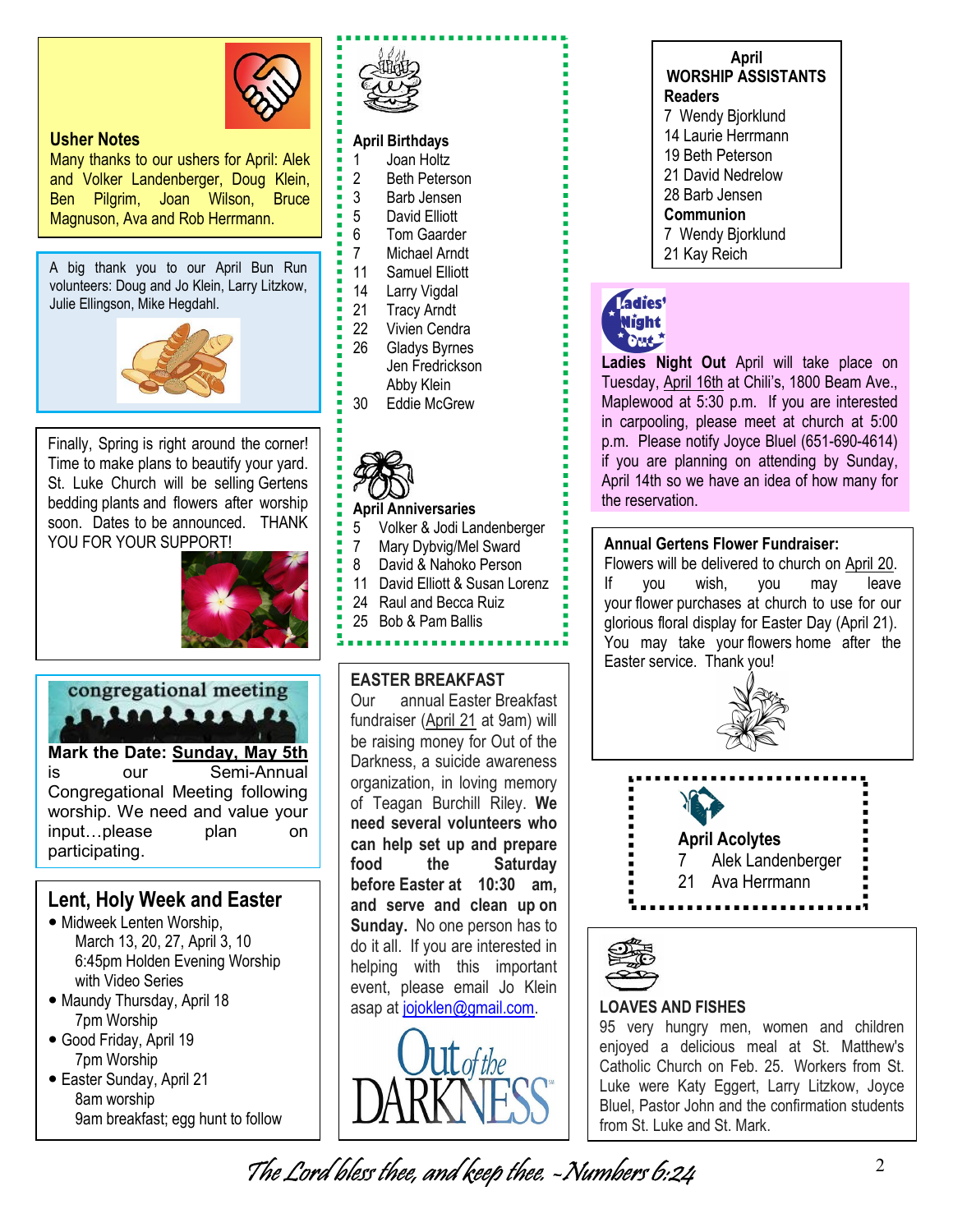## Usher Notes

Many thanks to our ushers for April: Alek and Volker Landenberger, Doug Klein, Ben Pilgrim, Joan Wilson, Bruce Magnuson, Ava and Rob Herrmann.

A big thank you to our April Bun Run volunteers: Doug and Jo Klein, Larry Litzkow, Julie Ellingson, Mike Hegdahl.

Finally, Spring is right around the corner! Time to make plans to beautify your yard. St. Luke Church will be selling Gertens bedding plants and flowers after worship soon. Dates to be announced. THANK YOU FOR YOUR SUPPORT!

## congregational meeting

**Mark the Date: Sunday, May 5th** is our Semi-Annual Congregational Meeting following worship. We need and value your input…please plan on participating.

## Lent, Holy Week and Easter

- Midweek Lenten Worship, March 13, 20, 27, April 3, 10
  6:45pm Holden Evening Worship with Video Series
- Maundy Thursday, April 18
  7pm Worship
- Good Friday, April 19
  7pm Worship
- Easter Sunday, April 21
  8am worship
  9am breakfast; egg hunt to follow

## April Birthdays

| | |
|---|---|
| 1 | Joan Holtz |
| 2 | Beth Peterson |
| 3 | Barb Jensen |
| 5 | David Elliott |
| 6 | Tom Gaarder |
| 7 | Michael Arndt |
| 11 | Samuel Elliott |
| 14 | Larry Vigdal |
| 21 | Tracy Arndt |
| 22 | Vivien Cendra |
| 26 | Gladys Byrnes |
| | Jen Fredrickson |
| | Abby Klein |
| 30 | Eddie McGrew |

## April Anniversaries

| | |
|---|---|
| 5 | Volker & Jodi Landenberger |
| 7 | Mary Dybvig/Mel Sward |
| 8 | David & Nahoko Person |
| 11 | David Elliott & Susan Lorenz |
| 24 | Raul and Becca Ruiz |
| 25 | Bob & Pam Ballis |

## EASTER BREAKFAST

Our annual Easter Breakfast fundraiser (April 21 at 9am) will be raising money for Out of the Darkness, a suicide awareness organization, in loving memory of Teagan Burchill Riley. **We need several volunteers who can help set up and prepare food the Saturday before Easter at 10:30 am, and serve and clean up on Sunday.** No one person has to do it all. If you are interested in helping with this important event, please email Jo Klein asap at jojoklen@gmail.com.

Out of the DARKNESS

## April WORSHIP ASSISTANTS

**Readers**
7 Wendy Bjorklund
14 Laurie Herrmann
19 Beth Peterson
21 David Nedrelow
28 Barb Jensen

**Communion**
7 Wendy Bjorklund
21 Kay Reich

**Ladies Night Out** April will take place on Tuesday, April 16th at Chili's, 1800 Beam Ave., Maplewood at 5:30 p.m. If you are interested in carpooling, please meet at church at 5:00 p.m. Please notify Joyce Bluel (651-690-4614) if you are planning on attending by Sunday, April 14th so we have an idea of how many for the reservation.

## Annual Gertens Flower Fundraiser:

Flowers will be delivered to church on April 20. If you wish, you may leave your flower purchases at church to use for our glorious floral display for Easter Day (April 21). You may take your flowers home after the Easter service. Thank you!

## April Acolytes

| | |
|---|---|
| 7 | Alek Landenberger |
| 21 | Ava Herrmann |

## LOAVES AND FISHES

95 very hungry men, women and children enjoyed a delicious meal at St. Matthew's Catholic Church on Feb. 25. Workers from St. Luke were Katy Eggert, Larry Litzkow, Joyce Bluel, Pastor John and the confirmation students from St. Luke and St. Mark.

*The Lord bless thee, and keep thee. ~Numbers 6:24*